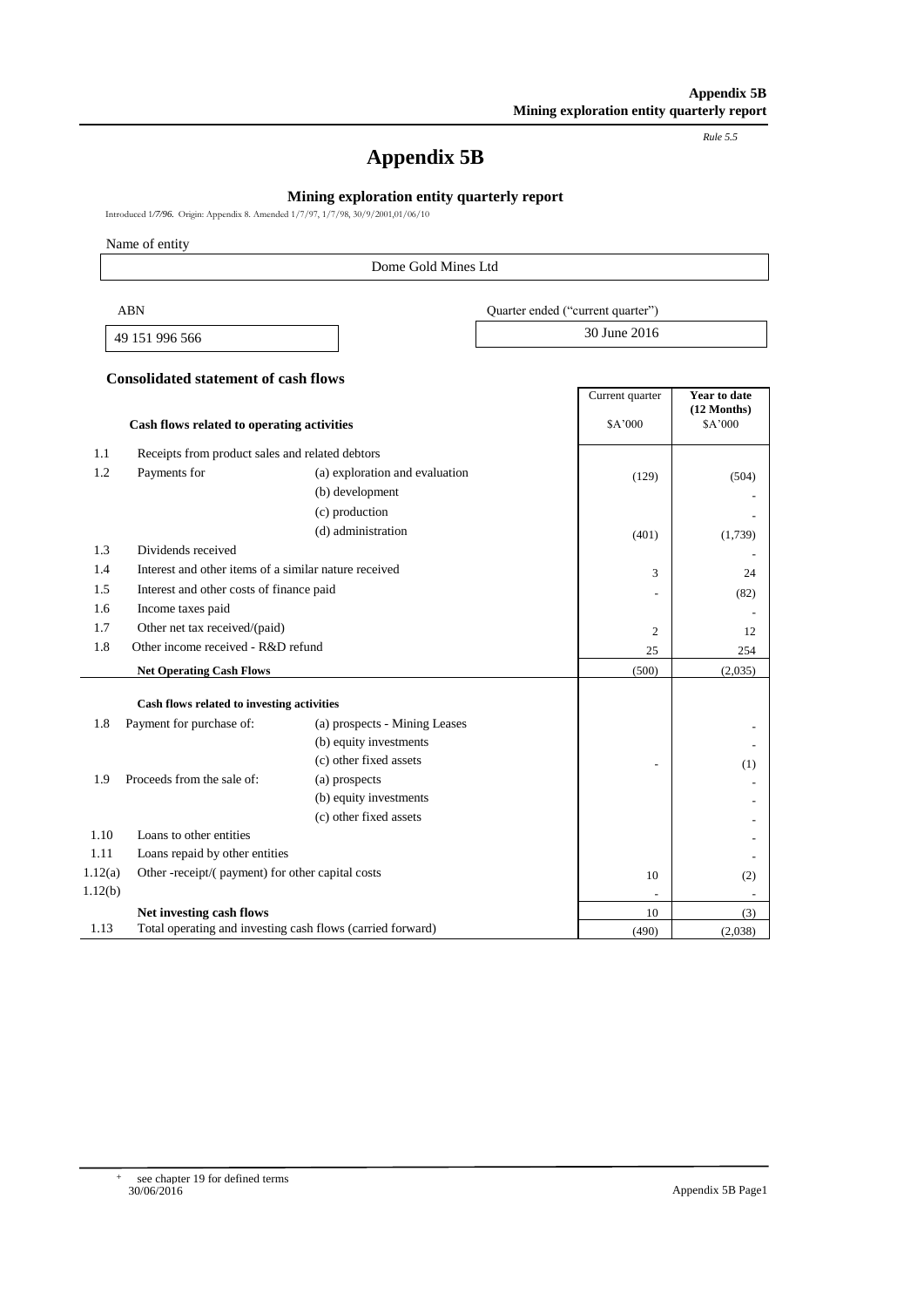*Rule 5.5*

# Appendix 5B

## Mining exploration entity quarterly report

Introduced 1/7/96. Origin: Appendix 8. Amended 1/7/97, 1/7/98, 30/9/2001,01/06/10

Name of entity

| Dome Gold Mines Ltd |
|---|

| ABN | Quarter ended ("current quarter") |
|---|---|
| 49 151 996 566 | 30 June 2016 |

### Consolidated statement of cash flows

| | Cash flows related to operating activities | | Current quarter<br>$A'000 | Year to date (12 Months)<br>$A'000 |
|---|---|---|---|---|
| 1.1 | Receipts from product sales and related debtors | | | |
| 1.2 | Payments for | (a) exploration and evaluation | (129) | (504) |
| | | (b) development | | - |
| | | (c) production | | - |
| | | (d) administration | (401) | (1,739) |
| 1.3 | Dividends received | | | - |
| 1.4 | Interest and other items of a similar nature received | | 3 | 24 |
| 1.5 | Interest and other costs of finance paid | | - | (82) |
| 1.6 | Income taxes paid | | | - |
| 1.7 | Other net tax received/(paid) | | 2 | 12 |
| 1.8 | Other income received - R&D refund | | 25 | 254 |
| | **Net Operating Cash Flows** | | (500) | (2,035) |
| | | | | |
| | **Cash flows related to investing activities** | | | |
| 1.8 | Payment for purchase of: | (a) prospects - Mining Leases | | - |
| | | (b) equity investments | | - |
| | | (c) other fixed assets | - | (1) |
| 1.9 | Proceeds from the sale of: | (a) prospects | | - |
| | | (b) equity investments | | - |
| | | (c) other fixed assets | | - |
| 1.10 | Loans to other entities | | | - |
| 1.11 | Loans repaid by other entities | | | - |
| 1.12(a) | Other -receipt/( payment) for other capital costs | | 10 | (2) |
| 1.12(b) | | | - | - |
| | **Net investing cash flows** | | 10 | (3) |
| 1.13 | Total operating and investing cash flows (carried forward) | | (490) | (2,038) |

+ see chapter 19 for defined terms
30/06/2016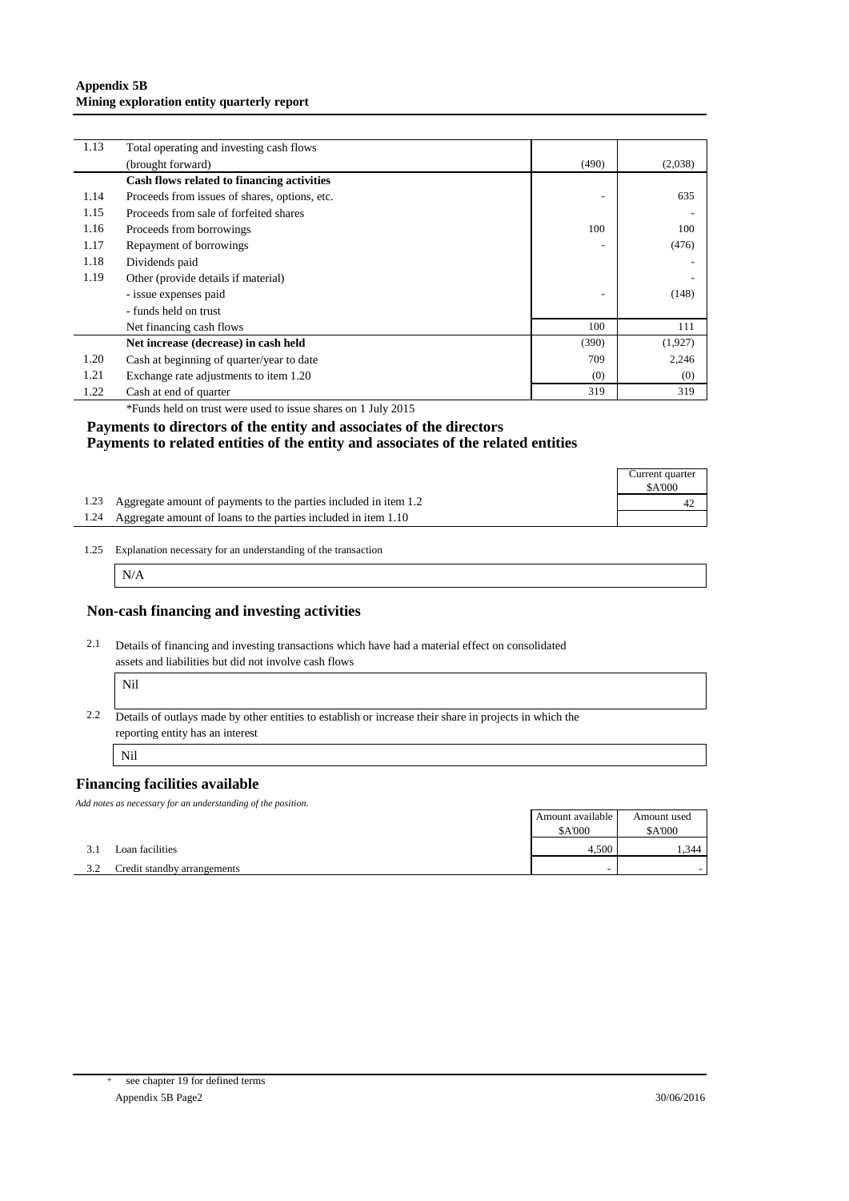| | | | |
|---|---|---|---|
| 1.13 | Total operating and investing cash flows (brought forward) | (490) | (2,038) |
| | **Cash flows related to financing activities** | | |
| 1.14 | Proceeds from issues of shares, options, etc. | - | 635 |
| 1.15 | Proceeds from sale of forfeited shares | | - |
| 1.16 | Proceeds from borrowings | 100 | 100 |
| 1.17 | Repayment of borrowings | - | (476) |
| 1.18 | Dividends paid | | - |
| 1.19 | Other (provide details if material) | | - |
| | - issue expenses paid | - | (148) |
| | - funds held on trust | | |
| | Net financing cash flows | 100 | 111 |
| | **Net increase (decrease) in cash held** | (390) | (1,927) |
| 1.20 | Cash at beginning of quarter/year to date | 709 | 2,246 |
| 1.21 | Exchange rate adjustments to item 1.20 | (0) | (0) |
| 1.22 | Cash at end of quarter | 319 | 319 |

*Funds held on trust were used to issue shares on 1 July 2015

## Payments to directors of the entity and associates of the directors
## Payments to related entities of the entity and associates of the related entities

| | | Current quarter $A'000 |
|---|---|---|
| 1.23 | Aggregate amount of payments to the parties included in item 1.2 | 42 |
| 1.24 | Aggregate amount of loans to the parties included in item 1.10 | |

1.25 Explanation necessary for an understanding of the transaction

N/A

## Non-cash financing and investing activities

2.1 Details of financing and investing transactions which have had a material effect on consolidated assets and liabilities but did not involve cash flows

Nil

2.2 Details of outlays made by other entities to establish or increase their share in projects in which the reporting entity has an interest

Nil

## Financing facilities available

*Add notes as necessary for an understanding of the position.*

| | | Amount available $A'000 | Amount used $A'000 |
|---|---|---|---|
| 3.1 | Loan facilities | 4,500 | 1,344 |
| 3.2 | Credit standby arrangements | - | - |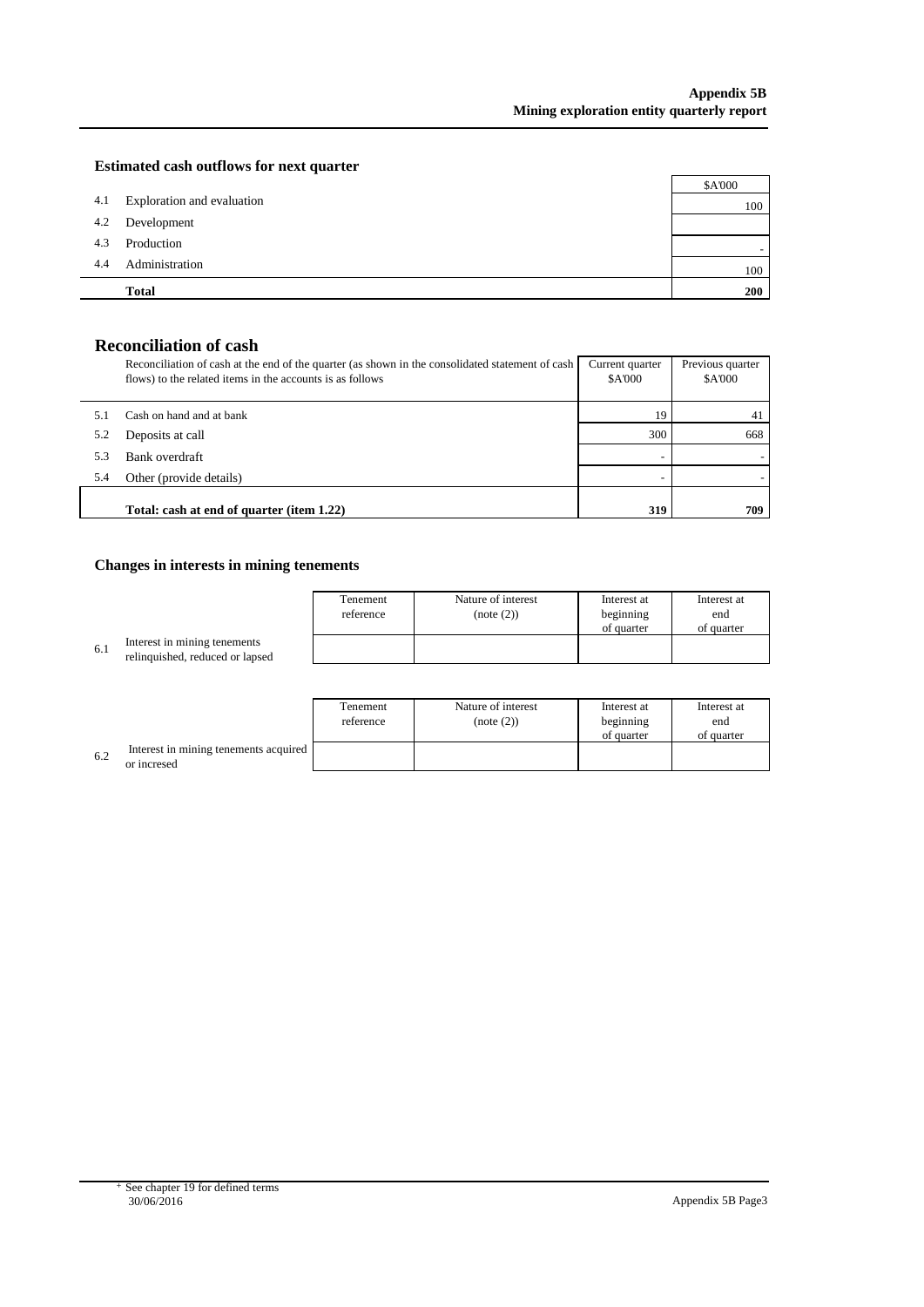## Estimated cash outflows for next quarter

| | | $A'000 |
|---|---|---|
| 4.1 | Exploration and evaluation | 100 |
| 4.2 | Development | |
| 4.3 | Production | - |
| 4.4 | Administration | 100 |
| | **Total** | **200** |

## Reconciliation of cash

| | Reconciliation of cash at the end of the quarter (as shown in the consolidated statement of cash flows) to the related items in the accounts is as follows | Current quarter $A'000 | Previous quarter $A'000 |
|---|---|---|---|
| 5.1 | Cash on hand and at bank | 19 | 41 |
| 5.2 | Deposits at call | 300 | 668 |
| 5.3 | Bank overdraft | - | - |
| 5.4 | Other (provide details) | - | - |
| | **Total: cash at end of quarter (item 1.22)** | **319** | **709** |

## Changes in interests in mining tenements

| | | Tenement reference | Nature of interest (note (2)) | Interest at beginning of quarter | Interest at end of quarter |
|---|---|---|---|---|---|
| 6.1 | Interest in mining tenements relinquished, reduced or lapsed | | | | |

| | | Tenement reference | Nature of interest (note (2)) | Interest at beginning of quarter | Interest at end of quarter |
|---|---|---|---|---|---|
| 6.2 | Interest in mining tenements acquired or incresed | | | | |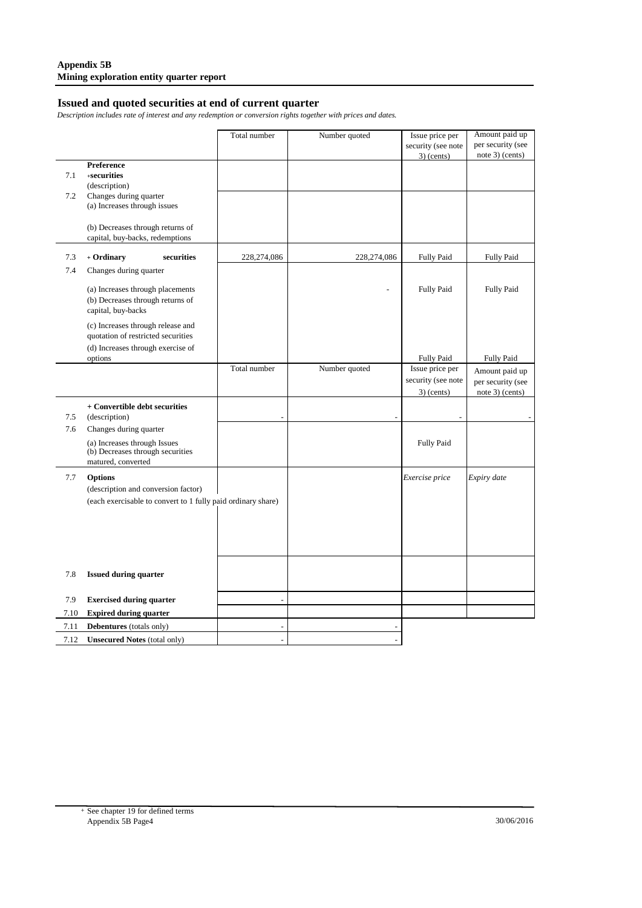**Appendix 5B**
**Mining exploration entity quarter report**

## Issued and quoted securities at end of current quarter

*Description includes rate of interest and any redemption or conversion rights together with prices and dates.*

| | | Total number | Number quoted | Issue price per security (see note 3) (cents) | Amount paid up per security (see note 3) (cents) |
|---|---|---|---|---|---|
| 7.1 | **Preference** +**securities** (description) | | | | |
| 7.2 | Changes during quarter<br>(a) Increases through issues<br><br>(b) Decreases through returns of capital, buy-backs, redemptions | | | | |
| 7.3 | + **Ordinary securities** | 228,274,086 | 228,274,086 | Fully Paid | Fully Paid |
| 7.4 | Changes during quarter<br><br>(a) Increases through placements<br>(b) Decreases through returns of capital, buy-backs<br><br>(c) Increases through release and quotation of restricted securities<br>(d) Increases through exercise of options | | - | Fully Paid<br><br><br><br><br>Fully Paid | Fully Paid<br><br><br><br><br>Fully Paid |
| | | Total number | Number quoted | Issue price per security (see note 3) (cents) | Amount paid up per security (see note 3) (cents) |
| 7.5 | **+ Convertible debt securities** (description) | - | - | - | - |
| 7.6 | Changes during quarter<br>(a) Increases through Issues<br>(b) Decreases through securities matured, converted | | | Fully Paid | |
| 7.7 | **Options**<br>(description and conversion factor)<br>(each exercisable to convert to 1 fully paid ordinary share) | | | *Exercise price* | *Expiry date* |
| 7.8 | **Issued during quarter** | | | | |
| 7.9 | **Exercised during quarter** | - | | | |
| 7.10 | **Expired during quarter** | | | | |
| 7.11 | **Debentures** (totals only) | - | - | | |
| 7.12 | **Unsecured Notes** (total only) | - | - | | |

+ See chapter 19 for defined terms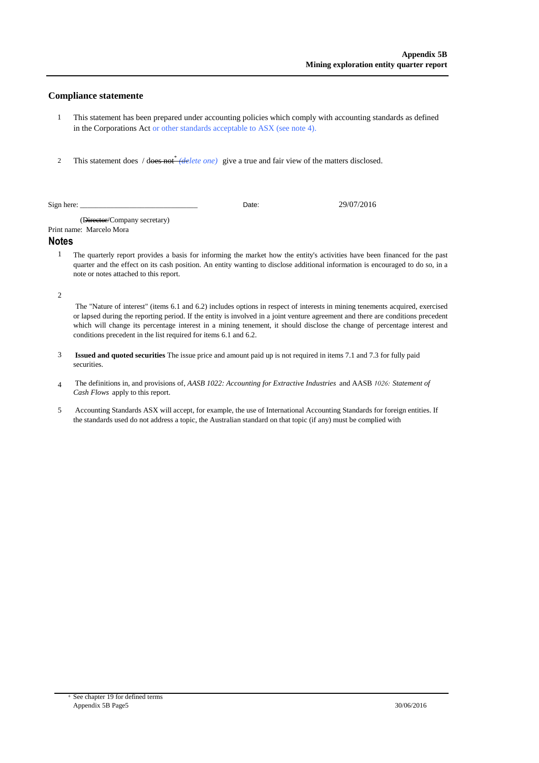## Compliance statemente

1. This statement has been prepared under accounting policies which comply with accounting standards as defined in the Corporations Act or other standards acceptable to ASX (see note 4).

2. This statement does / ~~does not~~* *(delete one)* give a true and fair view of the matters disclosed.

Sign here: ______________________________ Date: 29/07/2016

(~~Director~~/Company secretary)

Print name: Marcelo Mora

## Notes

1. The quarterly report provides a basis for informing the market how the entity's activities have been financed for the past quarter and the effect on its cash position. An entity wanting to disclose additional information is encouraged to do so, in a note or notes attached to this report.

2. The "Nature of interest" (items 6.1 and 6.2) includes options in respect of interests in mining tenements acquired, exercised or lapsed during the reporting period. If the entity is involved in a joint venture agreement and there are conditions precedent which will change its percentage interest in a mining tenement, it should disclose the change of percentage interest and conditions precedent in the list required for items 6.1 and 6.2.

3. **Issued and quoted securities** The issue price and amount paid up is not required in items 7.1 and 7.3 for fully paid securities.

4. The definitions in, and provisions of, *AASB 1022: Accounting for Extractive Industries* and AASB *1026: Statement of Cash Flows* apply to this report.

5. Accounting Standards ASX will accept, for example, the use of International Accounting Standards for foreign entities. If the standards used do not address a topic, the Australian standard on that topic (if any) must be complied with